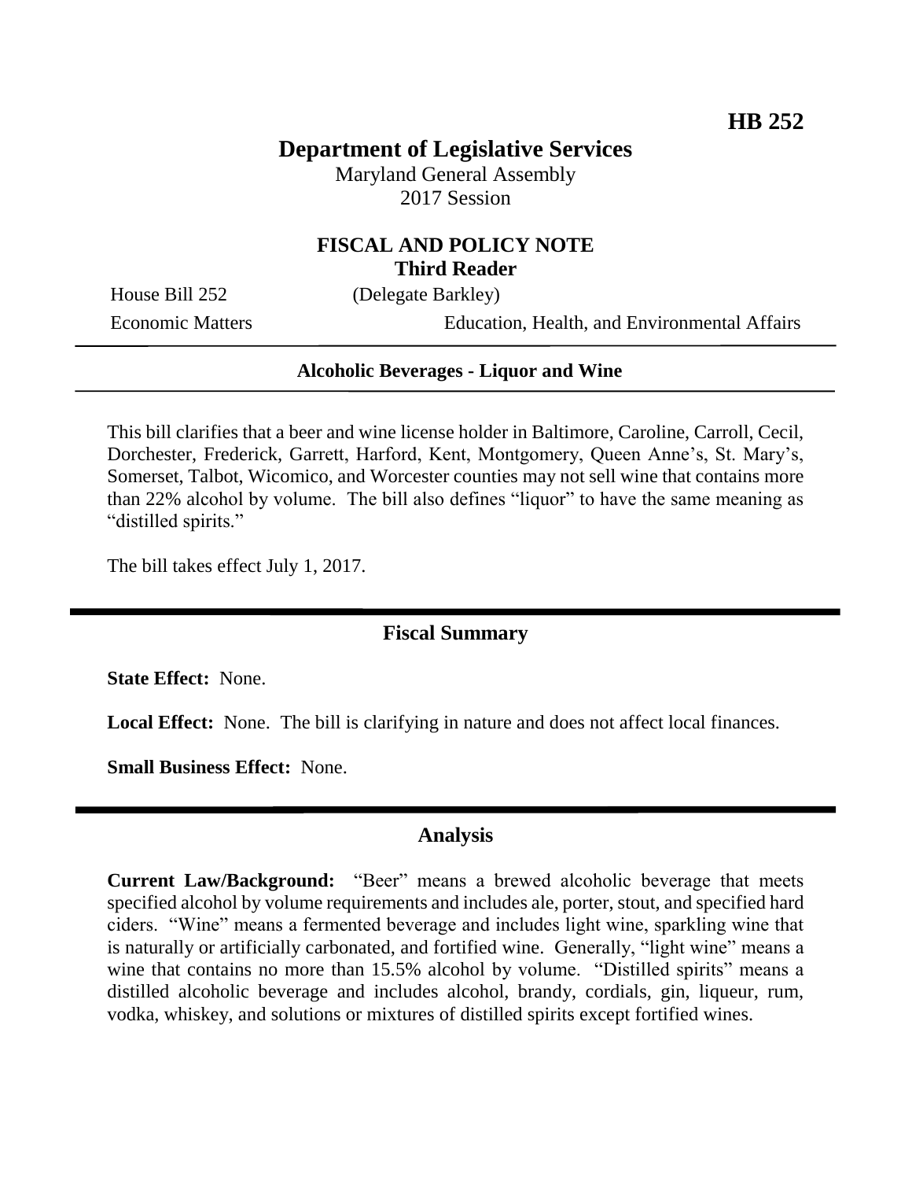**HB 252**

# Department of Legislative Services

Maryland General Assembly
2017 Session

## FISCAL AND POLICY NOTE
**Third Reader**

House Bill 252 (Delegate Barkley)
Economic Matters Education, Health, and Environmental Affairs

**Alcoholic Beverages - Liquor and Wine**

This bill clarifies that a beer and wine license holder in Baltimore, Caroline, Carroll, Cecil, Dorchester, Frederick, Garrett, Harford, Kent, Montgomery, Queen Anne's, St. Mary's, Somerset, Talbot, Wicomico, and Worcester counties may not sell wine that contains more than 22% alcohol by volume. The bill also defines "liquor" to have the same meaning as "distilled spirits."

The bill takes effect July 1, 2017.

## Fiscal Summary

**State Effect:** None.

**Local Effect:** None. The bill is clarifying in nature and does not affect local finances.

**Small Business Effect:** None.

## Analysis

**Current Law/Background:** "Beer" means a brewed alcoholic beverage that meets specified alcohol by volume requirements and includes ale, porter, stout, and specified hard ciders. "Wine" means a fermented beverage and includes light wine, sparkling wine that is naturally or artificially carbonated, and fortified wine. Generally, "light wine" means a wine that contains no more than 15.5% alcohol by volume. "Distilled spirits" means a distilled alcoholic beverage and includes alcohol, brandy, cordials, gin, liqueur, rum, vodka, whiskey, and solutions or mixtures of distilled spirits except fortified wines.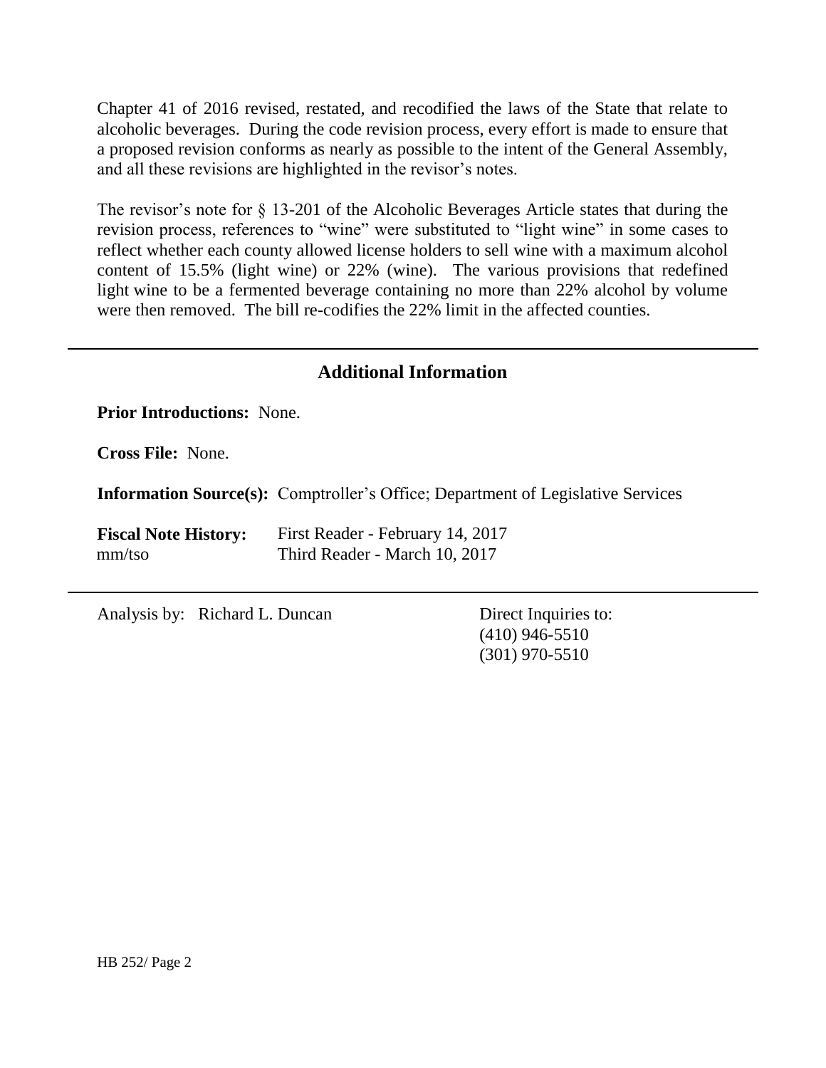Chapter 41 of 2016 revised, restated, and recodified the laws of the State that relate to alcoholic beverages. During the code revision process, every effort is made to ensure that a proposed revision conforms as nearly as possible to the intent of the General Assembly, and all these revisions are highlighted in the revisor's notes.

The revisor's note for § 13-201 of the Alcoholic Beverages Article states that during the revision process, references to "wine" were substituted to "light wine" in some cases to reflect whether each county allowed license holders to sell wine with a maximum alcohol content of 15.5% (light wine) or 22% (wine). The various provisions that redefined light wine to be a fermented beverage containing no more than 22% alcohol by volume were then removed. The bill re-codifies the 22% limit in the affected counties.

## Additional Information

**Prior Introductions:** None.

**Cross File:** None.

**Information Source(s):** Comptroller's Office; Department of Legislative Services

**Fiscal Note History:** First Reader - February 14, 2017
mm/tso Third Reader - March 10, 2017

Analysis by: Richard L. Duncan

Direct Inquiries to:
(410) 946-5510
(301) 970-5510